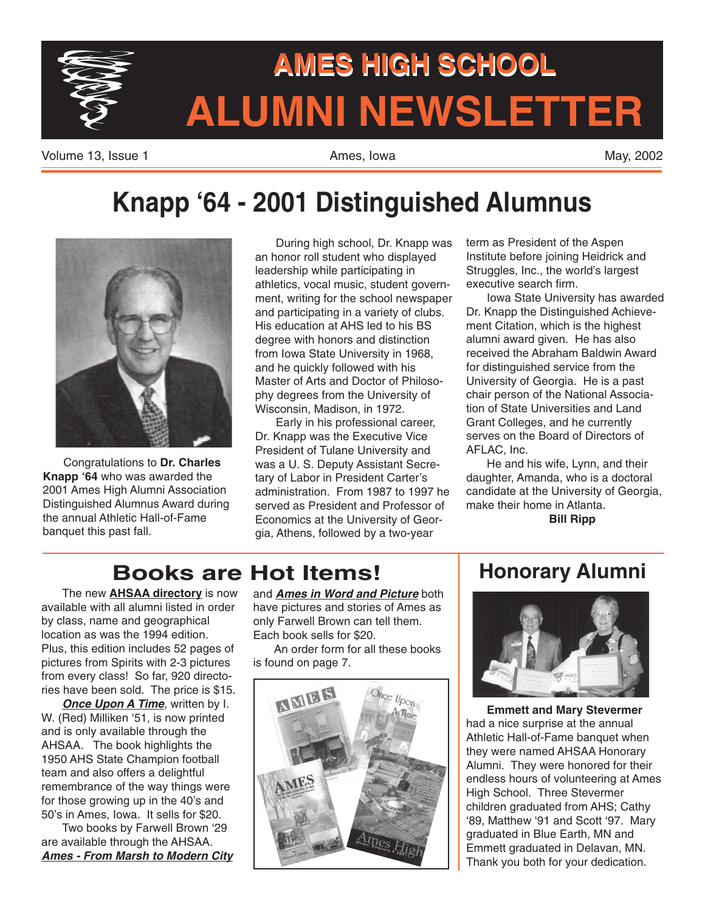# AMES HIGH SCHOOL ALUMNI NEWSLETTER

Volume 13, Issue 1 | Ames, Iowa | May, 2002

# Knapp '64 - 2001 Distinguished Alumnus

Congratulations to **Dr. Charles Knapp '64** who was awarded the 2001 Ames High Alumni Association Distinguished Alumnus Award during the annual Athletic Hall-of-Fame banquet this past fall.

During high school, Dr. Knapp was an honor roll student who displayed leadership while participating in athletics, vocal music, student government, writing for the school newspaper and participating in a variety of clubs. His education at AHS led to his BS degree with honors and distinction from Iowa State University in 1968, and he quickly followed with his Master of Arts and Doctor of Philosophy degrees from the University of Wisconsin, Madison, in 1972.

Early in his professional career, Dr. Knapp was the Executive Vice President of Tulane University and was a U. S. Deputy Assistant Secretary of Labor in President Carter's administration. From 1987 to 1997 he served as President and Professor of Economics at the University of Georgia, Athens, followed by a two-year term as President of the Aspen Institute before joining Heidrick and Struggles, Inc., the world's largest executive search firm.

Iowa State University has awarded Dr. Knapp the Distinguished Achievement Citation, which is the highest alumni award given. He has also received the Abraham Baldwin Award for distinguished service from the University of Georgia. He is a past chair person of the National Association of State Universities and Land Grant Colleges, and he currently serves on the Board of Directors of AFLAC, Inc.

He and his wife, Lynn, and their daughter, Amanda, who is a doctoral candidate at the University of Georgia, make their home in Atlanta.

**Bill Ripp**

## Books are Hot Items!

The new **AHSAA directory** is now available with all alumni listed in order by class, name and geographical location as was the 1994 edition. Plus, this edition includes 52 pages of pictures from Spirits with 2-3 pictures from every class! So far, 920 directories have been sold. The price is $15.

***Once Upon A Time***, written by I. W. (Red) Milliken '51, is now printed and is only available through the AHSAA. The book highlights the 1950 AHS State Champion football team and also offers a delightful remembrance of the way things were for those growing up in the 40's and 50's in Ames, Iowa. It sells for $20.

Two books by Farwell Brown '29 are available through the AHSAA. ***Ames - From Marsh to Modern City*** and ***Ames in Word and Picture*** both have pictures and stories of Ames as only Farwell Brown can tell them. Each book sells for $20.

An order form for all these books is found on page 7.

## Honorary Alumni

**Emmett and Mary Stevermer** had a nice surprise at the annual Athletic Hall-of-Fame banquet when they were named AHSAA Honorary Alumni. They were honored for their endless hours of volunteering at Ames High School. Three Stevermer children graduated from AHS; Cathy '89, Matthew '91 and Scott '97. Mary graduated in Blue Earth, MN and Emmett graduated in Delavan, MN. Thank you both for your dedication.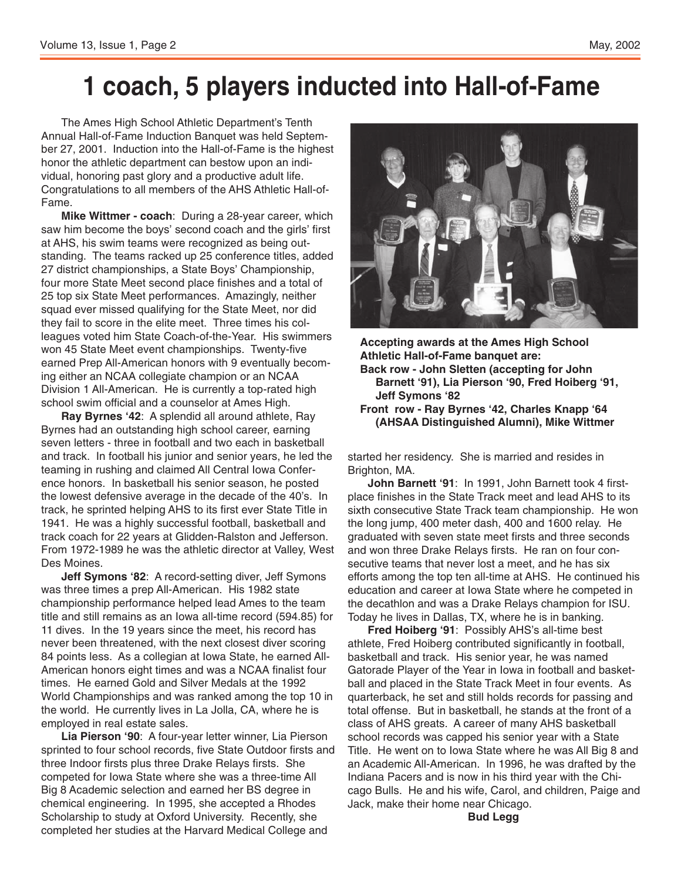# 1 coach, 5 players inducted into Hall-of-Fame

The Ames High School Athletic Department's Tenth Annual Hall-of-Fame Induction Banquet was held September 27, 2001. Induction into the Hall-of-Fame is the highest honor the athletic department can bestow upon an individual, honoring past glory and a productive adult life. Congratulations to all members of the AHS Athletic Hall-of-Fame.

**Mike Wittmer - coach**: During a 28-year career, which saw him become the boys' second coach and the girls' first at AHS, his swim teams were recognized as being outstanding. The teams racked up 25 conference titles, added 27 district championships, a State Boys' Championship, four more State Meet second place finishes and a total of 25 top six State Meet performances. Amazingly, neither squad ever missed qualifying for the State Meet, nor did they fail to score in the elite meet. Three times his colleagues voted him State Coach-of-the-Year. His swimmers won 45 State Meet event championships. Twenty-five earned Prep All-American honors with 9 eventually becoming either an NCAA collegiate champion or an NCAA Division 1 All-American. He is currently a top-rated high school swim official and a counselor at Ames High.

**Ray Byrnes '42**: A splendid all around athlete, Ray Byrnes had an outstanding high school career, earning seven letters - three in football and two each in basketball and track. In football his junior and senior years, he led the teaming in rushing and claimed All Central Iowa Conference honors. In basketball his senior season, he posted the lowest defensive average in the decade of the 40's. In track, he sprinted helping AHS to its first ever State Title in 1941. He was a highly successful football, basketball and track coach for 22 years at Glidden-Ralston and Jefferson. From 1972-1989 he was the athletic director at Valley, West Des Moines.

**Jeff Symons '82**: A record-setting diver, Jeff Symons was three times a prep All-American. His 1982 state championship performance helped lead Ames to the team title and still remains as an Iowa all-time record (594.85) for 11 dives. In the 19 years since the meet, his record has never been threatened, with the next closest diver scoring 84 points less. As a collegian at Iowa State, he earned All-American honors eight times and was a NCAA finalist four times. He earned Gold and Silver Medals at the 1992 World Championships and was ranked among the top 10 in the world. He currently lives in La Jolla, CA, where he is employed in real estate sales.

**Lia Pierson '90**: A four-year letter winner, Lia Pierson sprinted to four school records, five State Outdoor firsts and three Indoor firsts plus three Drake Relays firsts. She competed for Iowa State where she was a three-time All Big 8 Academic selection and earned her BS degree in chemical engineering. In 1995, she accepted a Rhodes Scholarship to study at Oxford University. Recently, she completed her studies at the Harvard Medical College and started her residency. She is married and resides in Brighton, MA.

**Accepting awards at the Ames High School Athletic Hall-of-Fame banquet are:**
**Back row - John Sletten (accepting for John Barnett '91), Lia Pierson '90, Fred Hoiberg '91, Jeff Symons '82**
**Front row - Ray Byrnes '42, Charles Knapp '64 (AHSAA Distinguished Alumni), Mike Wittmer**

**John Barnett '91**: In 1991, John Barnett took 4 first-place finishes in the State Track meet and lead AHS to its sixth consecutive State Track team championship. He won the long jump, 400 meter dash, 400 and 1600 relay. He graduated with seven state meet firsts and three seconds and won three Drake Relays firsts. He ran on four consecutive teams that never lost a meet, and he has six efforts among the top ten all-time at AHS. He continued his education and career at Iowa State where he competed in the decathlon and was a Drake Relays champion for ISU. Today he lives in Dallas, TX, where he is in banking.

**Fred Hoiberg '91**: Possibly AHS's all-time best athlete, Fred Hoiberg contributed significantly in football, basketball and track. His senior year, he was named Gatorade Player of the Year in Iowa in football and basketball and placed in the State Track Meet in four events. As quarterback, he set and still holds records for passing and total offense. But in basketball, he stands at the front of a class of AHS greats. A career of many AHS basketball school records was capped his senior year with a State Title. He went on to Iowa State where he was All Big 8 and an Academic All-American. In 1996, he was drafted by the Indiana Pacers and is now in his third year with the Chicago Bulls. He and his wife, Carol, and children, Paige and Jack, make their home near Chicago.

**Bud Legg**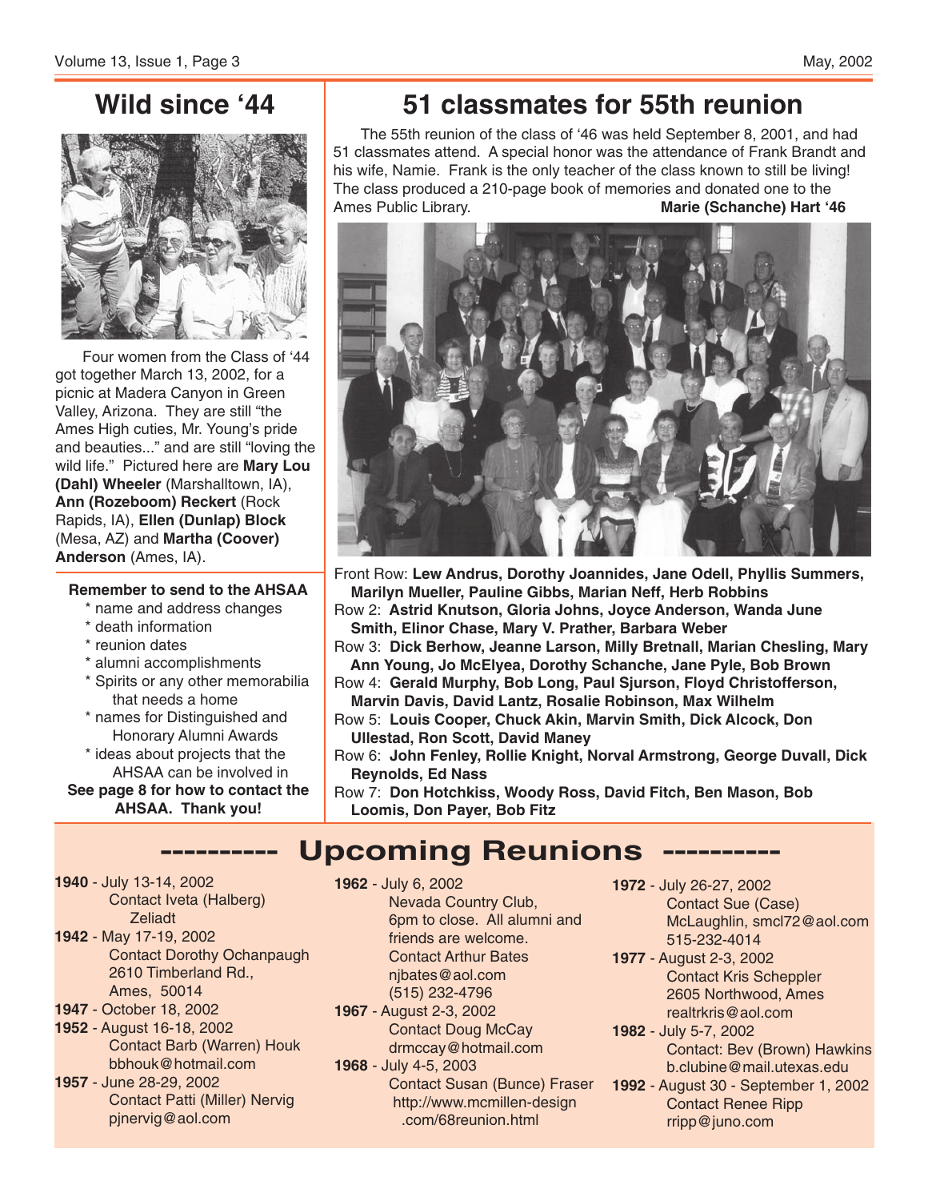## Wild since '44

Four women from the Class of '44 got together March 13, 2002, for a picnic at Madera Canyon in Green Valley, Arizona. They are still "the Ames High cuties, Mr. Young's pride and beauties..." and are still "loving the wild life." Pictured here are **Mary Lou (Dahl) Wheeler** (Marshalltown, IA), **Ann (Rozeboom) Reckert** (Rock Rapids, IA), **Ellen (Dunlap) Block** (Mesa, AZ) and **Martha (Coover) Anderson** (Ames, IA).

**Remember to send to the AHSAA**

* name and address changes
* death information
* reunion dates
* alumni accomplishments
* Spirits or any other memorabilia that needs a home
* names for Distinguished and Honorary Alumni Awards
* ideas about projects that the AHSAA can be involved in

**See page 8 for how to contact the AHSAA. Thank you!**

## 51 classmates for 55th reunion

The 55th reunion of the class of '46 was held September 8, 2001, and had 51 classmates attend. A special honor was the attendance of Frank Brandt and his wife, Namie. Frank is the only teacher of the class known to still be living! The class produced a 210-page book of memories and donated one to the Ames Public Library. **Marie (Schanche) Hart '46**

Front Row: **Lew Andrus, Dorothy Joannides, Jane Odell, Phyllis Summers, Marilyn Mueller, Pauline Gibbs, Marian Neff, Herb Robbins**

Row 2: **Astrid Knutson, Gloria Johns, Joyce Anderson, Wanda June Smith, Elinor Chase, Mary V. Prather, Barbara Weber**

Row 3: **Dick Berhow, Jeanne Larson, Milly Bretnall, Marian Chesling, Mary Ann Young, Jo McElyea, Dorothy Schanche, Jane Pyle, Bob Brown**

Row 4: **Gerald Murphy, Bob Long, Paul Sjurson, Floyd Christofferson, Marvin Davis, David Lantz, Rosalie Robinson, Max Wilhelm**

Row 5: **Louis Cooper, Chuck Akin, Marvin Smith, Dick Alcock, Don Ullestad, Ron Scott, David Maney**

Row 6: **John Fenley, Rollie Knight, Norval Armstrong, George Duvall, Dick Reynolds, Ed Nass**

Row 7: **Don Hotchkiss, Woody Ross, David Fitch, Ben Mason, Bob Loomis, Don Payer, Bob Fitz**

## ---------- Upcoming Reunions ----------

**1940** - July 13-14, 2002
Contact Iveta (Halberg) Zeliadt

**1942** - May 17-19, 2002
Contact Dorothy Ochanpaugh
2610 Timberland Rd.,
Ames, 50014

**1947** - October 18, 2002

**1952** - August 16-18, 2002
Contact Barb (Warren) Houk
bbhouk@hotmail.com

**1957** - June 28-29, 2002
Contact Patti (Miller) Nervig
pjnervig@aol.com

**1962** - July 6, 2002
Nevada Country Club,
6pm to close. All alumni and friends are welcome.
Contact Arthur Bates
njbates@aol.com
(515) 232-4796

**1967** - August 2-3, 2002
Contact Doug McCay
drmccay@hotmail.com

**1968** - July 4-5, 2003
Contact Susan (Bunce) Fraser
http://www.mcmillen-design.com/68reunion.html

**1972** - July 26-27, 2002
Contact Sue (Case) McLaughlin, smcl72@aol.com
515-232-4014

**1977** - August 2-3, 2002
Contact Kris Scheppler
2605 Northwood, Ames
realtrkris@aol.com

**1982** - July 5-7, 2002
Contact: Bev (Brown) Hawkins
b.clubine@mail.utexas.edu

**1992** - August 30 - September 1, 2002
Contact Renee Ripp
rripp@juno.com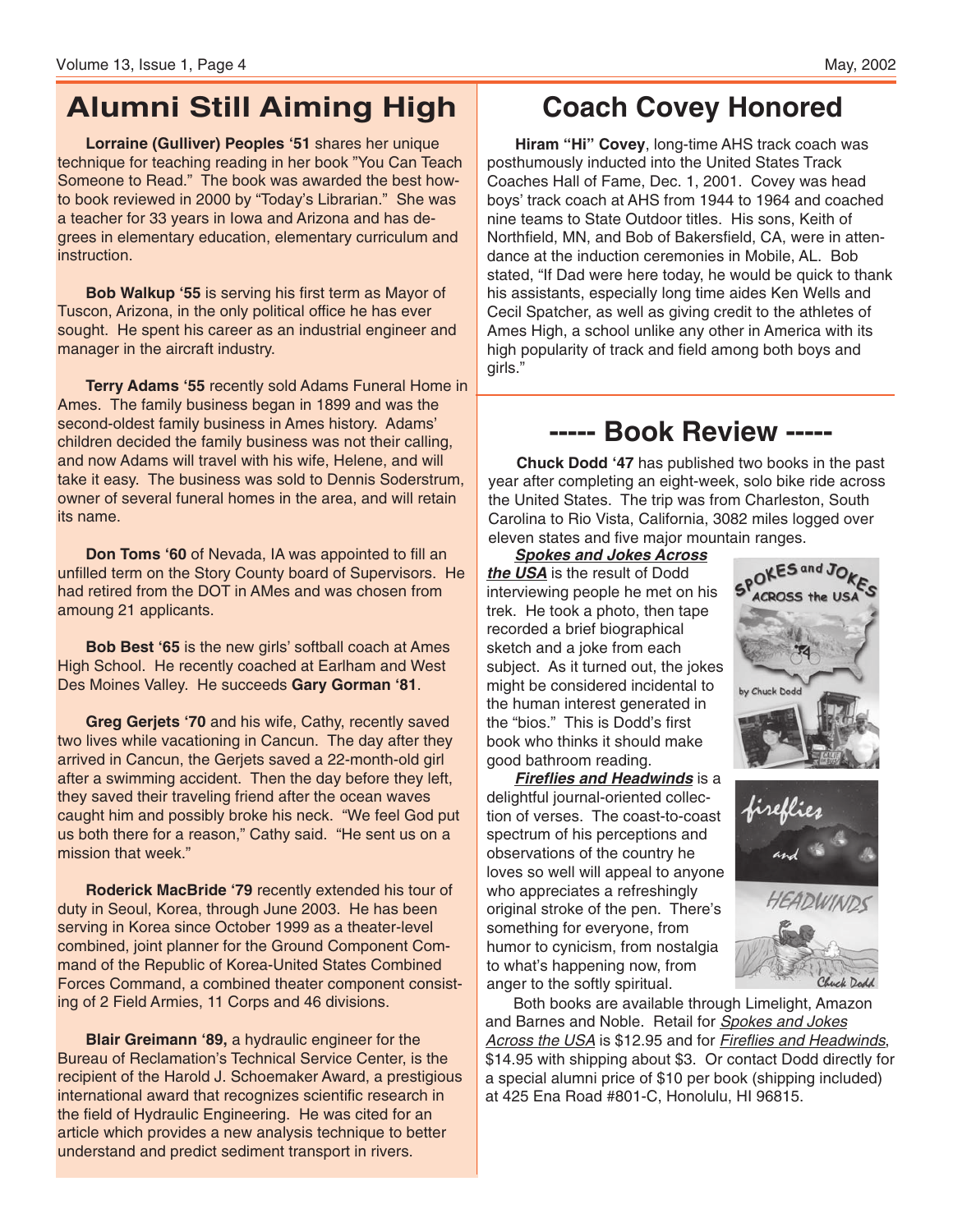# Alumni Still Aiming High

**Lorraine (Gulliver) Peoples '51** shares her unique technique for teaching reading in her book "You Can Teach Someone to Read." The book was awarded the best how-to book reviewed in 2000 by "Today's Librarian." She was a teacher for 33 years in Iowa and Arizona and has degrees in elementary education, elementary curriculum and instruction.

**Bob Walkup '55** is serving his first term as Mayor of Tuscon, Arizona, in the only political office he has ever sought. He spent his career as an industrial engineer and manager in the aircraft industry.

**Terry Adams '55** recently sold Adams Funeral Home in Ames. The family business began in 1899 and was the second-oldest family business in Ames history. Adams' children decided the family business was not their calling, and now Adams will travel with his wife, Helene, and will take it easy. The business was sold to Dennis Soderstrum, owner of several funeral homes in the area, and will retain its name.

**Don Toms '60** of Nevada, IA was appointed to fill an unfilled term on the Story County board of Supervisors. He had retired from the DOT in AMes and was chosen from amoung 21 applicants.

**Bob Best '65** is the new girls' softball coach at Ames High School. He recently coached at Earlham and West Des Moines Valley. He succeeds **Gary Gorman '81**.

**Greg Gerjets '70** and his wife, Cathy, recently saved two lives while vacationing in Cancun. The day after they arrived in Cancun, the Gerjets saved a 22-month-old girl after a swimming accident. Then the day before they left, they saved their traveling friend after the ocean waves caught him and possibly broke his neck. "We feel God put us both there for a reason," Cathy said. "He sent us on a mission that week."

**Roderick MacBride '79** recently extended his tour of duty in Seoul, Korea, through June 2003. He has been serving in Korea since October 1999 as a theater-level combined, joint planner for the Ground Component Command of the Republic of Korea-United States Combined Forces Command, a combined theater component consisting of 2 Field Armies, 11 Corps and 46 divisions.

**Blair Greimann '89,** a hydraulic engineer for the Bureau of Reclamation's Technical Service Center, is the recipient of the Harold J. Schoemaker Award, a prestigious international award that recognizes scientific research in the field of Hydraulic Engineering. He was cited for an article which provides a new analysis technique to better understand and predict sediment transport in rivers.

# Coach Covey Honored

**Hiram "Hi" Covey**, long-time AHS track coach was posthumously inducted into the United States Track Coaches Hall of Fame, Dec. 1, 2001. Covey was head boys' track coach at AHS from 1944 to 1964 and coached nine teams to State Outdoor titles. His sons, Keith of Northfield, MN, and Bob of Bakersfield, CA, were in attendance at the induction ceremonies in Mobile, AL. Bob stated, "If Dad were here today, he would be quick to thank his assistants, especially long time aides Ken Wells and Cecil Spatcher, as well as giving credit to the athletes of Ames High, a school unlike any other in America with its high popularity of track and field among both boys and girls."

# ----- Book Review -----

**Chuck Dodd '47** has published two books in the past year after completing an eight-week, solo bike ride across the United States. The trip was from Charleston, South Carolina to Rio Vista, California, 3082 miles logged over eleven states and five major mountain ranges.

***Spokes and Jokes Across the USA*** is the result of Dodd interviewing people he met on his trek. He took a photo, then tape recorded a brief biographical sketch and a joke from each subject. As it turned out, the jokes might be considered incidental to the human interest generated in the "bios." This is Dodd's first book who thinks it should make good bathroom reading.

***Fireflies and Headwinds*** is a delightful journal-oriented collection of verses. The coast-to-coast spectrum of his perceptions and observations of the country he loves so well will appeal to anyone who appreciates a refreshingly original stroke of the pen. There's something for everyone, from humor to cynicism, from nostalgia to what's happening now, from anger to the softly spiritual.

Both books are available through Limelight, Amazon and Barnes and Noble. Retail for *Spokes and Jokes Across the USA* is $12.95 and for *Fireflies and Headwinds*, $14.95 with shipping about $3. Or contact Dodd directly for a special alumni price of $10 per book (shipping included) at 425 Ena Road #801-C, Honolulu, HI 96815.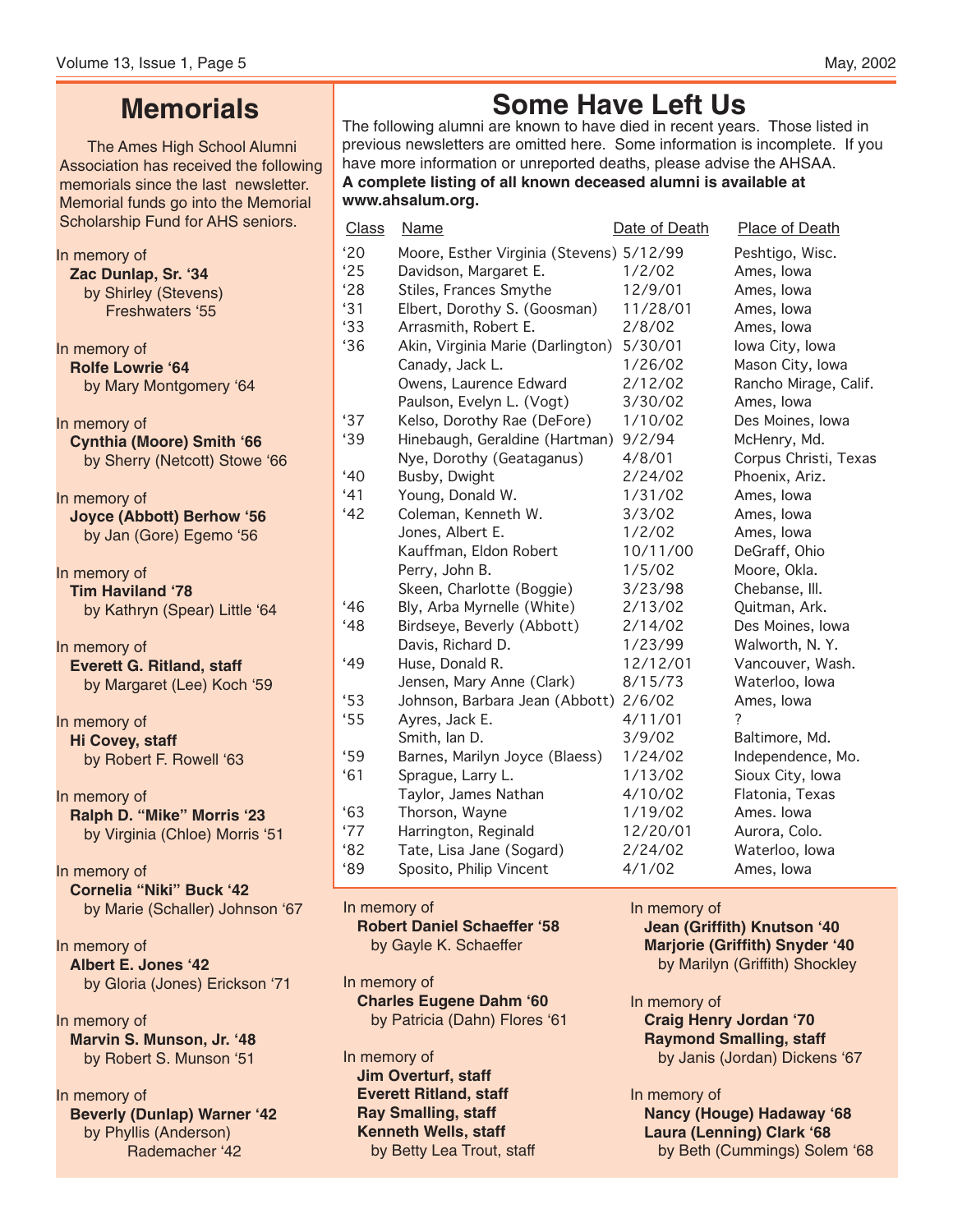# Memorials

The Ames High School Alumni Association has received the following memorials since the last newsletter. Memorial funds go into the Memorial Scholarship Fund for AHS seniors.

In memory of
**Zac Dunlap, Sr. '34**
by Shirley (Stevens) Freshwaters '55

In memory of
**Rolfe Lowrie '64**
by Mary Montgomery '64

In memory of
**Cynthia (Moore) Smith '66**
by Sherry (Netcott) Stowe '66

In memory of
**Joyce (Abbott) Berhow '56**
by Jan (Gore) Egemo '56

In memory of
**Tim Haviland '78**
by Kathryn (Spear) Little '64

In memory of
**Everett G. Ritland, staff**
by Margaret (Lee) Koch '59

In memory of
**Hi Covey, staff**
by Robert F. Rowell '63

In memory of
**Ralph D. "Mike" Morris '23**
by Virginia (Chloe) Morris '51

In memory of
**Cornelia "Niki" Buck '42**
by Marie (Schaller) Johnson '67

In memory of
**Albert E. Jones '42**
by Gloria (Jones) Erickson '71

In memory of
**Marvin S. Munson, Jr. '48**
by Robert S. Munson '51

In memory of
**Beverly (Dunlap) Warner '42**
by Phyllis (Anderson) Rademacher '42

In memory of
**Robert Daniel Schaeffer '58**
by Gayle K. Schaeffer

In memory of
**Charles Eugene Dahm '60**
by Patricia (Dahn) Flores '61

In memory of
**Jim Overturf, staff**
**Everett Ritland, staff**
**Ray Smalling, staff**
**Kenneth Wells, staff**
by Betty Lea Trout, staff

In memory of
**Jean (Griffith) Knutson '40**
**Marjorie (Griffith) Snyder '40**
by Marilyn (Griffith) Shockley

In memory of
**Craig Henry Jordan '70**
**Raymond Smalling, staff**
by Janis (Jordan) Dickens '67

In memory of
**Nancy (Houge) Hadaway '68**
**Laura (Lenning) Clark '68**
by Beth (Cummings) Solem '68

# Some Have Left Us

The following alumni are known to have died in recent years. Those listed in previous newsletters are omitted here. Some information is incomplete. If you have more information or unreported deaths, please advise the AHSAA.
**A complete listing of all known deceased alumni is available at www.ahsalum.org.**

| Class | Name | Date of Death | Place of Death |
|---|---|---|---|
| '20 | Moore, Esther Virginia (Stevens) | 5/12/99 | Peshtigo, Wisc. |
| '25 | Davidson, Margaret E. | 1/2/02 | Ames, Iowa |
| '28 | Stiles, Frances Smythe | 12/9/01 | Ames, Iowa |
| '31 | Elbert, Dorothy S. (Goosman) | 11/28/01 | Ames, Iowa |
| '33 | Arrasmith, Robert E. | 2/8/02 | Ames, Iowa |
| '36 | Akin, Virginia Marie (Darlington) | 5/30/01 | Iowa City, Iowa |
| | Canady, Jack L. | 1/26/02 | Mason City, Iowa |
| | Owens, Laurence Edward | 2/12/02 | Rancho Mirage, Calif. |
| | Paulson, Evelyn L. (Vogt) | 3/30/02 | Ames, Iowa |
| '37 | Kelso, Dorothy Rae (DeFore) | 1/10/02 | Des Moines, Iowa |
| '39 | Hinebaugh, Geraldine (Hartman) | 9/2/94 | McHenry, Md. |
| | Nye, Dorothy (Geataganus) | 4/8/01 | Corpus Christi, Texas |
| '40 | Busby, Dwight | 2/24/02 | Phoenix, Ariz. |
| '41 | Young, Donald W. | 1/31/02 | Ames, Iowa |
| '42 | Coleman, Kenneth W. | 3/3/02 | Ames, Iowa |
| | Jones, Albert E. | 1/2/02 | Ames, Iowa |
| | Kauffman, Eldon Robert | 10/11/00 | DeGraff, Ohio |
| | Perry, John B. | 1/5/02 | Moore, Okla. |
| | Skeen, Charlotte (Boggie) | 3/23/98 | Chebanse, Ill. |
| '46 | Bly, Arba Myrnelle (White) | 2/13/02 | Quitman, Ark. |
| '48 | Birdseye, Beverly (Abbott) | 2/14/02 | Des Moines, Iowa |
| | Davis, Richard D. | 1/23/99 | Walworth, N. Y. |
| '49 | Huse, Donald R. | 12/12/01 | Vancouver, Wash. |
| | Jensen, Mary Anne (Clark) | 8/15/73 | Waterloo, Iowa |
| '53 | Johnson, Barbara Jean (Abbott) | 2/6/02 | Ames, Iowa |
| '55 | Ayres, Jack E. | 4/11/01 | ? |
| | Smith, Ian D. | 3/9/02 | Baltimore, Md. |
| '59 | Barnes, Marilyn Joyce (Blaess) | 1/24/02 | Independence, Mo. |
| '61 | Sprague, Larry L. | 1/13/02 | Sioux City, Iowa |
| | Taylor, James Nathan | 4/10/02 | Flatonia, Texas |
| '63 | Thorson, Wayne | 1/19/02 | Ames. Iowa |
| '77 | Harrington, Reginald | 12/20/01 | Aurora, Colo. |
| '82 | Tate, Lisa Jane (Sogard) | 2/24/02 | Waterloo, Iowa |
| '89 | Sposito, Philip Vincent | 4/1/02 | Ames, Iowa |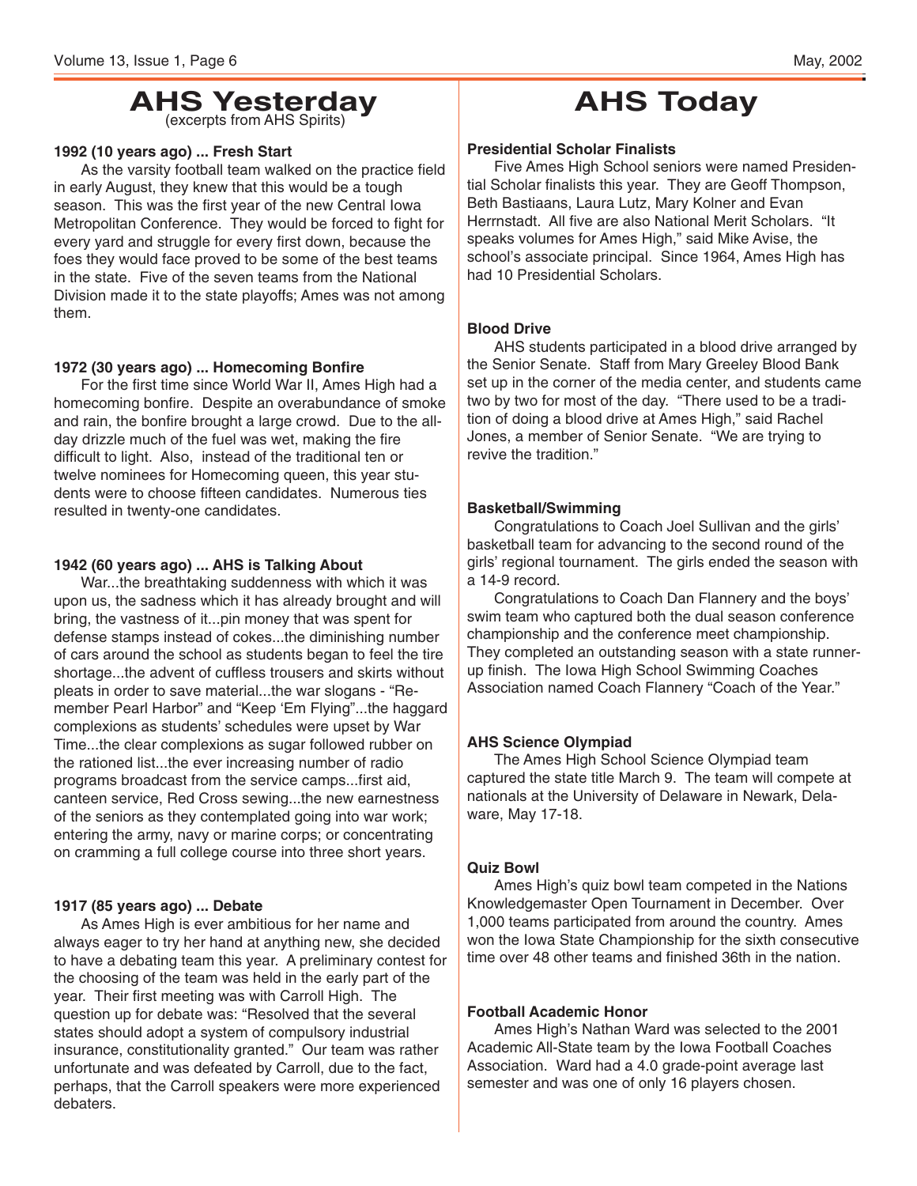# AHS Yesterday

(excerpts from AHS Spirits)

**1992 (10 years ago) ... Fresh Start**

As the varsity football team walked on the practice field in early August, they knew that this would be a tough season. This was the first year of the new Central Iowa Metropolitan Conference. They would be forced to fight for every yard and struggle for every first down, because the foes they would face proved to be some of the best teams in the state. Five of the seven teams from the National Division made it to the state playoffs; Ames was not among them.

**1972 (30 years ago) ... Homecoming Bonfire**

For the first time since World War II, Ames High had a homecoming bonfire. Despite an overabundance of smoke and rain, the bonfire brought a large crowd. Due to the all-day drizzle much of the fuel was wet, making the fire difficult to light. Also, instead of the traditional ten or twelve nominees for Homecoming queen, this year students were to choose fifteen candidates. Numerous ties resulted in twenty-one candidates.

**1942 (60 years ago) ... AHS is Talking About**

War...the breathtaking suddenness with which it was upon us, the sadness which it has already brought and will bring, the vastness of it...pin money that was spent for defense stamps instead of cokes...the diminishing number of cars around the school as students began to feel the tire shortage...the advent of cuffless trousers and skirts without pleats in order to save material...the war slogans - "Remember Pearl Harbor" and "Keep 'Em Flying"...the haggard complexions as students' schedules were upset by War Time...the clear complexions as sugar followed rubber on the rationed list...the ever increasing number of radio programs broadcast from the service camps...first aid, canteen service, Red Cross sewing...the new earnestness of the seniors as they contemplated going into war work; entering the army, navy or marine corps; or concentrating on cramming a full college course into three short years.

**1917 (85 years ago) ... Debate**

As Ames High is ever ambitious for her name and always eager to try her hand at anything new, she decided to have a debating team this year. A preliminary contest for the choosing of the team was held in the early part of the year. Their first meeting was with Carroll High. The question up for debate was: "Resolved that the several states should adopt a system of compulsory industrial insurance, constitutionality granted." Our team was rather unfortunate and was defeated by Carroll, due to the fact, perhaps, that the Carroll speakers were more experienced debaters.

# AHS Today

**Presidential Scholar Finalists**

Five Ames High School seniors were named Presidential Scholar finalists this year. They are Geoff Thompson, Beth Bastiaans, Laura Lutz, Mary Kolner and Evan Herrnstadt. All five are also National Merit Scholars. "It speaks volumes for Ames High," said Mike Avise, the school's associate principal. Since 1964, Ames High has had 10 Presidential Scholars.

**Blood Drive**

AHS students participated in a blood drive arranged by the Senior Senate. Staff from Mary Greeley Blood Bank set up in the corner of the media center, and students came two by two for most of the day. "There used to be a tradition of doing a blood drive at Ames High," said Rachel Jones, a member of Senior Senate. "We are trying to revive the tradition."

**Basketball/Swimming**

Congratulations to Coach Joel Sullivan and the girls' basketball team for advancing to the second round of the girls' regional tournament. The girls ended the season with a 14-9 record.

Congratulations to Coach Dan Flannery and the boys' swim team who captured both the dual season conference championship and the conference meet championship. They completed an outstanding season with a state runner-up finish. The Iowa High School Swimming Coaches Association named Coach Flannery "Coach of the Year."

**AHS Science Olympiad**

The Ames High School Science Olympiad team captured the state title March 9. The team will compete at nationals at the University of Delaware in Newark, Delaware, May 17-18.

**Quiz Bowl**

Ames High's quiz bowl team competed in the Nations Knowledgemaster Open Tournament in December. Over 1,000 teams participated from around the country. Ames won the Iowa State Championship for the sixth consecutive time over 48 other teams and finished 36th in the nation.

**Football Academic Honor**

Ames High's Nathan Ward was selected to the 2001 Academic All-State team by the Iowa Football Coaches Association. Ward had a 4.0 grade-point average last semester and was one of only 16 players chosen.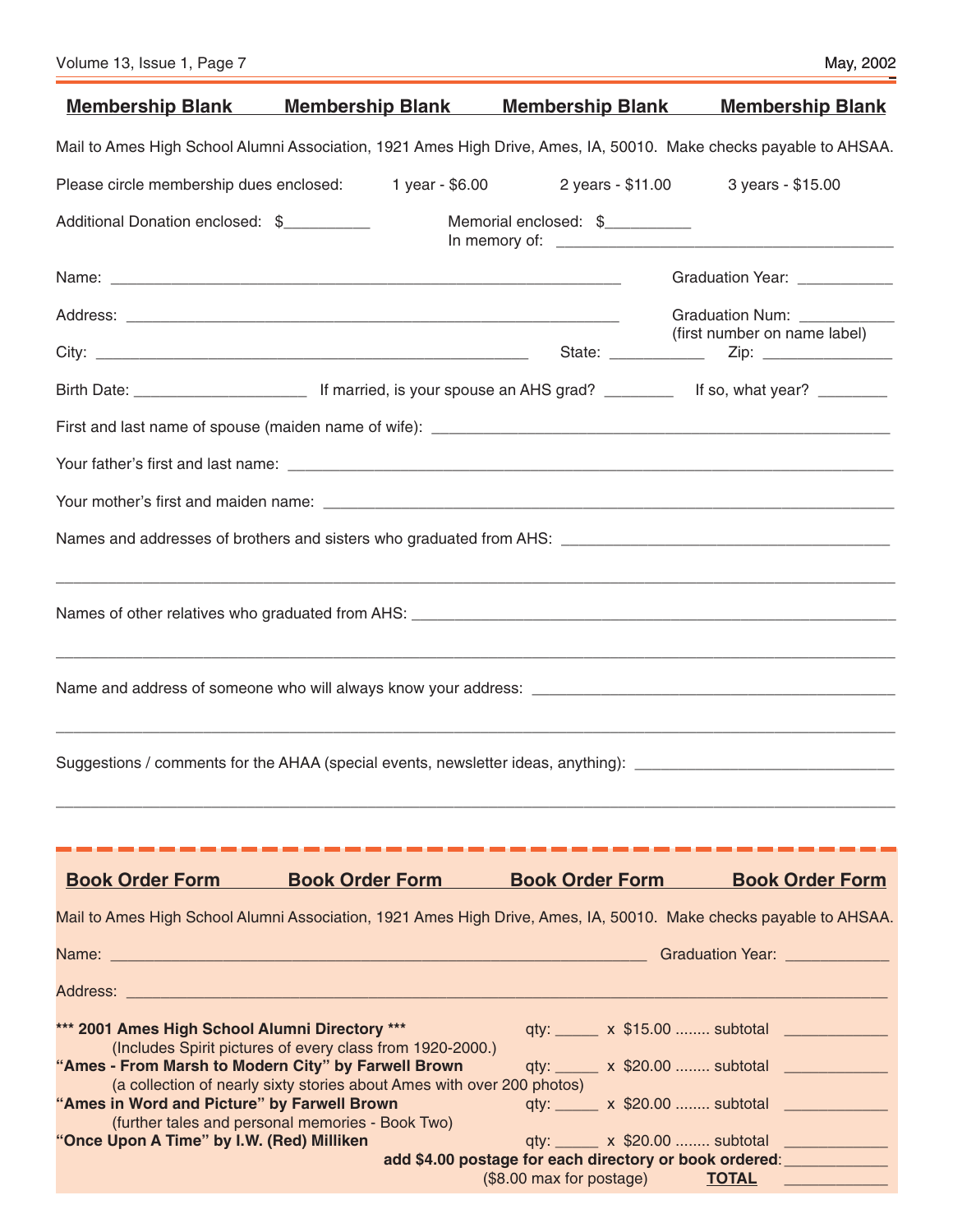## Membership Blank

Mail to Ames High School Alumni Association, 1921 Ames High Drive, Ames, IA, 50010. Make checks payable to AHSAA.

Please circle membership dues enclosed: 1 year - $6.00 2 years - $11.00 3 years - $15.00

Additional Donation enclosed: $__________ Memorial enclosed: $__________
In memory of: ________________________________________

Name: ____________________________________________________________ Graduation Year: ___________

Address: __________________________________________________________ Graduation Num: ___________
(first number on name label)

City: ___________________________________________________ State: ___________ Zip: _______________

Birth Date: ____________________ If married, is your spouse an AHS grad? ________ If so, what year? ________

First and last name of spouse (maiden name of wife): ______________________________________________________

Your father's first and last name: ___________________________________________________________________

Your mother's first and maiden name: ________________________________________________________________

Names and addresses of brothers and sisters who graduated from AHS: ______________________________________

______________________________________________________________________________________________

Names of other relatives who graduated from AHS: _______________________________________________________

______________________________________________________________________________________________

Name and address of someone who will always know your address: _________________________________________

______________________________________________________________________________________________

Suggestions / comments for the AHAA (special events, newsletter ideas, anything): ______________________________

______________________________________________________________________________________________

## Book Order Form

Mail to Ames High School Alumni Association, 1921 Ames High Drive, Ames, IA, 50010. Make checks payable to AHSAA.

Name: _______________________________________________________________ Graduation Year: ____________

Address: _______________________________________________________________________________________

**\*\*\* 2001 Ames High School Alumni Directory \*\*\*** qty: _____ x $15.00 ........ subtotal ____________
(Includes Spirit pictures of every class from 1920-2000.)

**"Ames - From Marsh to Modern City" by Farwell Brown** qty: _____ x $20.00 ........ subtotal ____________
(a collection of nearly sixty stories about Ames with over 200 photos)

**"Ames in Word and Picture" by Farwell Brown** qty: _____ x $20.00 ........ subtotal ____________
(further tales and personal memories - Book Two)

**"Once Upon A Time" by I.W. (Red) Milliken** qty: _____ x $20.00 ........ subtotal ____________

**add $4.00 postage for each directory or book ordered**: ____________
($8.00 max for postage) **TOTAL** ____________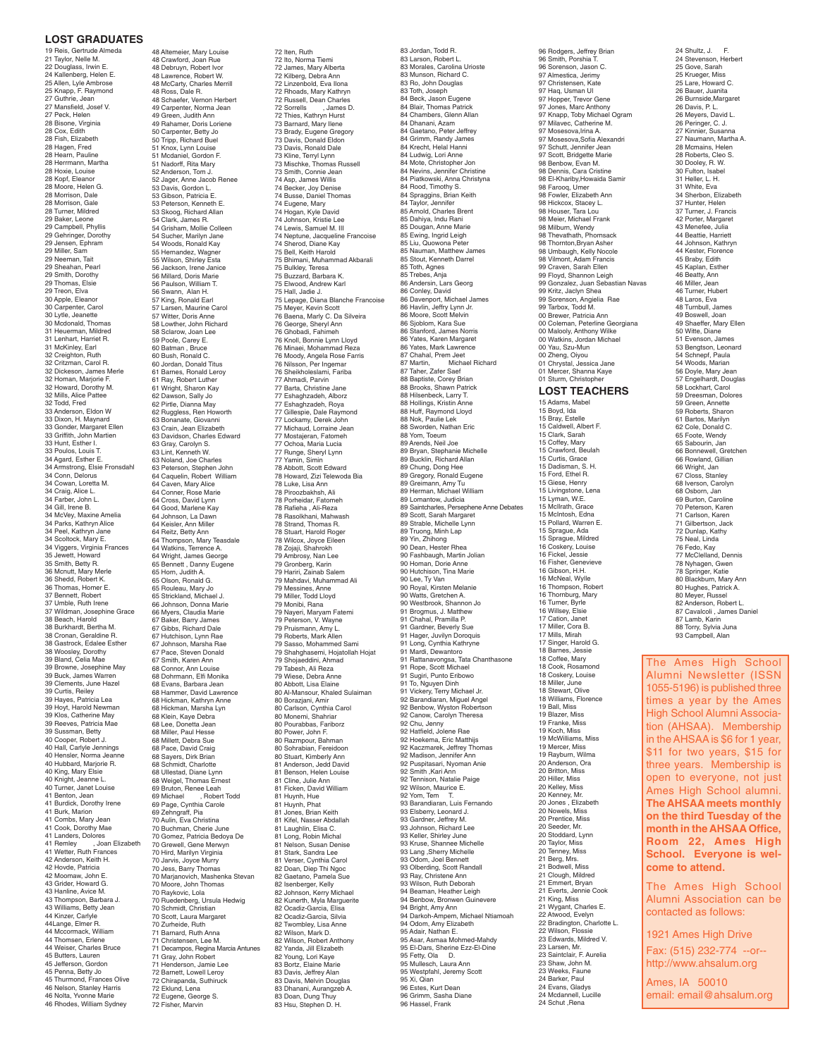## LOST GRADUATES

19 Reis, Gertrude Almeda
21 Taylor, Nelle M.
22 Douglass, Irwin E.
24 Kallenberg, Helen E.
25 Allen, Lyle Ambrose
25 Knapp, F. Raymond
27 Guthrie, Jean
27 Mansfield, Josef V.
27 Peck, Helen
28 Bisone, Virginia
28 Cox, Edith
28 Fish, Elizabeth
28 Hagen, Fred
28 Hearn, Pauline
28 Herrmann, Martha
28 Hoxie, Louise
28 Kopf, Eleanor
28 Moore, Helen G.
28 Morrison, Dale
28 Morrison, Gale
28 Turner, Mildred
29 Baker, Leone
29 Campbell, Phyllis
29 Gehringer, Dorothy
29 Jensen, Ephram
29 Miller, Sam
29 Neeman, Tait
29 Sheahan, Pearl
29 Smith, Dorothy
29 Thomas, Elsie
29 Treon, Elva
30 Apple, Eleanor
30 Carpenter, Carol
30 Lytle, Jeanette
30 Mcdonald, Thomas
31 Heuerman, Mildred
31 Lenhart, Harriet R.
31 McKinley, Earl
32 Creighton, Ruth
32 Critzman, Carol R.
32 Dickeson, James Merle
32 Homan, Marjorie F.
32 Howard, Dorothy M.
32 Mills, Alice Pattee
32 Todd, Fred
33 Anderson, Eldon W
33 Dixon, H. Maynard
33 Gonder, Margaret Ellen
33 Griffith, John Martien
33 Hunt, Esther I.
33 Poulos, Louis T.
34 Agard, Esther E.
34 Armstrong, Elsie Fronsdahl
34 Conn, Delorus
34 Cowan, Loretta M.
34 Craig, Alice L.
34 Farber, John L.
34 Gill, Irene B.
34 McVey, Maxine Amelia
34 Parks, Kathryn Alice
34 Peel, Kathryn Jane
34 Scoltock, Mary E.
34 Viggers, Virginia Frances
35 Jewett, Howard
35 Smith, Betty R.
36 Mcnutt, Mary Merle
36 Shedd, Robert K.
36 Thomas, Homer E.
37 Bennett, Robert
37 Umble, Ruth Irene
37 Wildman, Josephine Grace
38 Beach, Harold
38 Burkhardt, Bertha M.
38 Cronan, Geraldine R.
38 Gastrock, Edalee Esther
38 Woosley, Dorothy
39 Bland, Celia Mae
39 Browne, Josephine May
39 Buck, James Warren
39 Clements, June Hazel
39 Curtis, Reiley
39 Hayes, Patricia Lea
39 Hoyt, Harold Newman
39 Klos, Catherine May
39 Reeves, Patricia Mae
39 Sussman, Betty
40 Cooper, Robert J.
40 Hall, Carlyle Jennings
40 Hensler, Norma Jeanne
40 Hubbard, Marjorie R.
40 King, Mary Elsie
40 Knight, Jeanne L.
40 Turner, Janet Louise
41 Benton, Jean
41 Burdick, Dorothy Irene
41 Burk, Marion
41 Combs, Mary Jean
41 Cook, Dorothy Mae
41 Landers, Dolores
41 Remley , Joan Elizabeth
41 Wetter, Ruth Frances
42 Anderson, Keith H.
42 Hovde, Patricia
42 Moomaw, John E.
43 Grider, Howard G.
43 Hanline, Avice M.
43 Thompson, Barbara J.
43 Williams, Betty Jean
44 Kinzer, Carlyle
44Lange, Elmer R.
44 Mccormack, William
44 Thomsen, Erlene
44 Weiser, Charles Bruce
45 Butters, Lauren
45 Jefferson, Gordon
45 Penna, Betty Jo
45 Thurmond, Frances Olive
46 Nelson, Stanley Harris
46 Nolta, Yvonne Marie
46 Rhodes, William Sydney
48 Altemeier, Mary Louise
48 Crawford, Joan Rue
48 Debruyn, Robert Ivor
48 Lawrence, Robert W.
48 McCarty, Charles Merrill
48 Ross, Dale R.
48 Schaefer, Vernon Herbert
49 Carpenter, Norma Jean
49 Green, Judith Ann
49 Rahmer, Doris Loriene
50 Carpenter, Betty Jo
50 Tripp, Richard Buel
51 Knox, Lynn Louise
51 Mcdaniel, Gordon F.
51 Nadorff, Rita Mary
52 Anderson, Tom J.
52 Jager, Anne Jacob Renee
53 Davis, Gordon L.
53 Gibson, Patricia E.
53 Peterson, Kenneth E.
53 Skoog, Richard Allan
54 Clark, James R.
54 Grisham, Mollie Colleen
54 Sucher, Marilyn Jane
54 Woods, Ronald Kay
55 Hernandez, Wagner
55 Wilson, Shirley Esta
56 Jackson, Irene Janice
56 Millard, Doris Marie
56 Paulson, William T.
56 Swann, Alan H.
57 King, Ronald Earl
57 Larsen, Maurine Carol
57 Witter, Doris Anne
58 Lowther, John Richard
58 Sclarow, Joan Lee
59 Poole, Carey E.
60 Batman , Bruce
60 Bush, Ronald C.
60 Jordan, Donald Titus
61 Barnes, Ronald Leroy
61 Ray, Robert Luther
61 Wright, Sharon Kay
62 Dawson, Sally Jo
62 Pirtle, Dianna May
62 Ruggless, Ren Howorth
63 Bonanate, Giovanni
63 Crain, Jean Elizabeth
63 Davidson, Charles Edward
63 Gray, Carolyn S.
63 Lint, Kenneth W.
63 Noland, Joe Charles
63 Peterson, Stephen John
64 Caquelin, Robert William
64 Caven, Mary Alice
64 Conner, Rose Marie
64 Cross, David Lynn
64 Good, Marlene Kay
64 Johnson, La Dawn
64 Keisler, Ann Miller
64 Reitz, Betty Ann
64 Thompson, Mary Teasdale
64 Watkins, Terrence A.
64 Wright, James George
65 Bennett , Danny Eugene
65 Hom, Judith A.
65 Olson, Ronald G.
65 Rouleau, Mary Jo
65 Strickland, Michael J.
66 Johnson, Donna Marie
66 Meyers, Claudia Marie
67 Baker, Barry James
67 Gibbs, Richard Dale
67 Hutchison, Lynn Rae
67 Johnson, Marsha Rae
67 Pace, Steven Donald
67 Smith, Karen Ann
68 Connor, Ann Louise
68 Dohrmann, Elfi Monika
68 Evans, Barbara Jean
68 Hammer, David Lawrence
68 Hickman, Kathryn Anne
68 Hickman, Marsha Lyn
68 Klein, Kaye Debra
68 Lee, Donetta Jean
68 Miller, Paul Hesse
68 Millett, Debra Sue
68 Pace, David Craig
68 Sayers, Dirk Brian
68 Schmidt, Charlotte
68 Ullestad, Diane Lynn
68 Weigel, Thomas Ernest
69 Bruton, Renee Leah
69 Michael , Robert Todd
69 Page, Cynthia Carole
69 Zehngraff, Pia
70 Aulin, Eva Christina
70 Buchman, Cherie June
70 Gomez, Patricia Bedoya De
70 Grewell, Gene Merwyn
70 Hird, Marilyn Virginia
70 Jarvis, Joyce Murry
70 Jess, Barry Thomas
70 Marjanovich, Mashenka Stevan
70 Moore, John Thomas
70 Raykovic, Lola
70 Ruedenberg, Ursula Hedwig
70 Schmidt, Christian
70 Scott, Laura Margaret
70 Zurheide, Ruth
71 Barnard, Ruth Anna
71 Christensen, Lee M.
71 Decampos, Regina Marcia Antunes
71 Gray, John Robert
71 Henderson, Jamie Lee
72 Barnett, Lowell Leroy
72 Chirapanda, Suthiruck
72 Eklund, Lena
72 Eugene, George S.
72 Fisher, Marvin
72 Iten, Ruth
72 Ito, Norma Tiemi
72 James, Mary Alberta
72 Kilberg, Debra Ann
72 Linzenbold, Eva Ilona
72 Rhoads, Mary Kathryn
72 Russell, Dean Charles
72 Sorrells , James D.
72 Thies, Kathryn Hurst
73 Barnard, Mary Ilene
73 Brady, Eugene Gregory
73 Davis, Donald Eldon
73 Davis, Ronald Dale
73 Kline, Terryl Lynn
73 Mischke, Thomas Russell
73 Smith, Connie Jean
74 Asp, James Willis
74 Becker, Joy Denise
74 Busse, Daniel Thomas
74 Eugene, Mary
74 Hogan, Kyle David
74 Johnson, Kristie Lee
74 Lewis, Samuel M. III
74 Neptune, Jacqueline Francoise
74 Sherod, Diane Kay
75 Bell, Keith Harold
75 Bhimani, Muhammad Akbarali
75 Bulkley, Teresa
75 Buzzard, Barbara K.
75 Elwood, Andrew Karl
75 Hall, Jadie J.
75 Lepage, Diana Blanche Francoise
75 Meyer, Kevin Scott
76 Baena, Marly C. Da Silveira
76 George, Sheryl Ann
76 Ghobadi, Fahimeh
76 Knoll, Bonnie Lynn Lloyd
76 Minaei, Mohammad Reza
76 Moody, Angela Rose Farris
76 Nilsson, Per Ingemar
76 Sheikholeslami, Fariba
77 Ahmadi, Parvin
77 Barta, Christine Jane
77 Eshaghzadeh, Alborz
77 Eshaghzadeh, Roya
77 Gillespie, Dale Raymond
77 Lockamy, Derek John
77 Michaud, Lorraine Jean
77 Mostajeran, Fatomeh
77 Ochoa, Maria Lucia
77 Runge, Sheryl Lynn
77 Yamin, Simin
78 Abbott, Scott Edward
78 Howard, Zizi Telewoda Bia
78 Luke, Lisa Ann
78 Piroozbakhsh, Ali
78 Porheidar, Fatomeh
78 Rafieha , Ali-Reza
78 Rasolkhani, Mahwash
78 Strand, Thomas R.
78 Stuart, Harold Roger
78 Wilcox, Joyce Eileen
78 Zojaji, Shahrokh
79 Ambrosy, Nan Lee
79 Gronberg, Karin
79 Hariri, Zainab Salem
79 Mahdavi, Muhammad Ali
79 Messines, Anne
79 Miller, Todd Lloyd
79 Monibi, Rana
79 Nayeri, Maryam Fatemi
79 Peterson, V. Wayne
79 Pruismann, Amy L.
79 Roberts, Mark Allen
79 Sasso, Mohammed Sami
79 Shahghasemi, Hojatollah Hojat
79 Shojaeddini, Ahmad
79 Tabesh, Ali Reza
79 Wiese, Debra Anne
80 Abbott, Lisa Elaine
80 Al-Mansour, Khaled Sulaiman
80 Borazjani, Amir
80 Carlson, Cynthia Carol
80 Monemi, Shahriar
80 Pourabbas, Fariborz
80 Power, John F.
80 Razmpour, Bahman
80 Sohrabian, Fereidoon
80 Stuart, Kimberly Ann
81 Anderson, Jedd David
81 Benson, Helen Louise
81 Cline, Julie Ann
81 Ficken, David William
81 Huynh, Hue
81 Huynh, Phat
81 Jones, Brian Keith
81 Kifel, Nasser Abdallah
81 Laughlin, Elisa C.
81 Long, Robin Michal
81 Nelson, Susan Denise
81 Stark, Sandra Lee
81 Verser, Cynthia Carol
82 Doan, Diep Thi Ngoc
82 Gaetano, Pamela Sue
82 Isenberger, Kelly
82 Johnson, Kerry Michael
82 Kunerth, Myla Marguerite
82 Ocadiz-Garcia, Elisa
82 Ocadiz-Garcia, Silvia
82 Twombley, Lisa Anne
82 Wilson, Mark D.
82 Wilson, Robert Anthony
82 Yanda, Jill Elizabeth
82 Young, Lori Kaye
83 Bortz, Elaine Marie
83 Davis, Jeffrey Alan
83 Davis, Melvin Douglas
83 Dhanani, Aurangzeb A.
83 Doan, Dung Thuy
83 Hsu, Stephen D. H.
83 Jordan, Todd R.
83 Larson, Robert L.
83 Morales, Carolina Urioste
83 Munson, Richard C.
83 Ro, John Douglas
83 Toth, Joseph
84 Beck, Jason Eugene
84 Blair, Thomas Patrick
84 Chambers, Glenn Allan
84 Dhanani, Azam
84 Gaetano, Peter Jeffrey
84 Grimm, Randy James
84 Krecht, Helal Hanni
84 Ludwig, Lori Anne
84 Mote, Christopher Jon
84 Nevins, Jennifer Christine
84 Piatkowski, Anna Christyna
84 Rood, Timothy S.
84 Spraggins, Brian Keith
84 Taylor, Jennifer
85 Arnold, Charles Brent
85 Dahiya, Indu Rani
85 Dougan, Anne Marie
85 Ewing, Ingrid Leigh
85 Liu, Quowona Peter
85 Nauman, Matthew James
85 Stout, Kenneth Darrel
85 Toth, Agnes
85 Trebes, Anja
86 Andersin, Lars Georg
86 Conley, David
86 Davenport, Michael James
86 Havlin, Jeffry Lynn Jr.
86 Moore, Scott Melvin
86 Sjoblom, Kara Sue
86 Stanford, James Norris
86 Yates, Keren Margaret
86 Yates, Mark Lawrence
87 Chahal, Prem Jeet
87 Martin, Michael Richard
87 Taher, Zafer Saef
88 Baptiste, Corey Brian
88 Brooks, Shawn Patrick
88 Hilsenbeck, Larry T.
88 Hollings, Kristin Anne
88 Huff, Raymond Lloyd
88 Nok, Paulie Lek
88 Sworden, Nathan Eric
88 Yom, Toeum
89 Arends, Neil Joe
89 Bryan, Stephanie Michelle
89 Bucklin, Richard Allan
89 Chung, Dong Hee
89 Gregory, Ronald Eugene
89 Greimann, Amy Tu
89 Herman, Michael William
89 Lomantow, Judicia
89 Saintcharles, Persephene Anne Debates
89 Scott, Sarah Margaret
89 Strable, Michelle Lynn
89 Truong, Minh Lap
89 Yin, Zhihong
90 Dean, Hester Rhea
90 Fashbaugh, Martin Jolian
90 Homan, Dorie Anne
90 Hutchison, Tina Marie
90 Lee, Ty Van
90 Royal, Kirsten Melanie
90 Watts, Gretchen A.
90 Westbrook, Shannon Jo
91 Brogmus, J. Matthew
91 Chahal, Pramilla P.
91 Gardner, Beverly Sue
91 Hager, Juvilyn Doroquis
91 Long, Cynthia Kathryne
91 Mardi, Dewantoro
91 Rattanavongsa, Tata Chanthasone
91 Rope, Scott Michael
91 Sugiri, Punto Eribowo
91 To, Nguyen Dinh
91 Vickery, Terry Michael Jr.
92 Barandiaran, Miguel Angel
92 Benbow, Wyston Robertson
92 Canow, Carolyn Theresa
92 Chu, Jenny
92 Hatfield, Jolene Rae
92 Hoekema, Eric Matthijs
92 Kaczmarek, Jeffrey Thomas
92 Madison, Jennifer Ann
92 Puspitasari, Nyoman Anie
92 Smith ,Kari Ann
92 Tennison, Natalie Paige
92 Wilson, Maurice E.
92 Yom, Tem T.
93 Barandiaran, Luis Fernando
93 Elsberry, Leonard J.
93 Gardner, Jeffrey M.
93 Johnson, Richard Lee
93 Keller, Shirley June
93 Kruse, Shannee Michelle
93 Lang ,Sherry Michelle
93 Odom, Joel Bennett
93 Olberding, Scott Randall
93 Ray, Christene Ann
93 Wilson, Ruth Deborah
94 Beaman, Heather Leigh
94 Benbow, Bronwen Guinevere
94 Bright, Amy Ann
94 Darkoh-Ampem, Michael Ntiamoah
94 Odom, Amy Elizabeth
95 Adair, Nathan E.
95 Asar, Asmaa Mohmed-Mahdy
95 El-Dars, Sherine Ezz-El-Dine
95 Fetty, Ola D.
95 Mullesch, Laura Ann
95 Westpfahl, Jeremy Scott
95 Xi, Qian
96 Estes, Kurt Dean
96 Grimm, Sasha Diane
96 Hassel, Frank
96 Rodgers, Jeffrey Brian
96 Smith, Porshia T.
96 Sorenson, Jason C.
97 Almestica, Jerimy
97 Christensen, Kate
97 Haq, Usman Ul
97 Hopper, Trevor Gene
97 Jones, Marc Anthony
97 Knapp, Toby Michael Ogram
97 Milavec, Catherine M.
97 Mosesova,Irina A.
97 Mosesova,Sofia Alexandri
97 Schutt, Jennifer Jean
97 Scott, Bridgette Marie
98 Benbow, Evan M.
98 Dennis, Cara Cristine
98 El-Khariby,Howaida Samir
98 Farooq, Umer
98 Fowler, Elizabeth Ann
98 Hickcox, Stacey L.
98 Houser, Tara Lou
98 Meier, Michael Frank
98 Milburn, Wendy
98 Thevathath, Phornsack
98 Thornton,Bryan Asher
98 Umbaugh, Kelly Nocole
98 Vilmont, Adam Francis
99 Craven, Sarah Ellen
99 Floyd, Shannon Leigh
99 Gonzalez, Juan Sebastian Navas
99 Kritz, Jaclyn Shea
99 Sorenson, Angielia Rae
99 Tarbox, Todd M.
00 Brewer, Patricia Ann
00 Coleman, Peterline Georgiana
00 Malooly, Anthony Wilke
00 Watkins, Jordan Michael
00 Yau, Szu-Mun
00 Zheng, Oiyou
01 Chrystal, Jessica Jane
01 Mercer, Shanna Kaye
01 Sturm, Christopher

## LOST TEACHERS

15 Adams, Mabel
15 Boyd, Ida
15 Bray, Estelle
15 Caldwell, Albert F.
15 Clark, Sarah
15 Coffey, Mary
15 Crawford, Beulah
15 Curtis, Grace
15 Dadisman, S. H.
15 Ford, Ethel R.
15 Giese, Henry
15 Livingstone, Lena
15 Lyman, W.E.
15 McIlrath, Grace
15 McIntosh, Edna
15 Pollard, Warren E.
15 Sprague, Ada
15 Sprague, Mildred
16 Coskery, Louise
16 Fickel, Jessie
16 Fisher, Genevieve
16 Gibson, H.H.
16 McNeal, Wylle
16 Thompson, Robert
16 Thornburg, Mary
16 Turner, Byrle
16 Willsey, Elsie
17 Cation, Janet
17 Miller, Cora B.
17 Mills, Mrah
17 Singer, Harold G.
18 Barnes, Jessie
18 Coffee, Mary
18 Cook, Rosamond
18 Coskery, Louise
18 Miller, June
18 Stewart, Olive
18 Williams, Florence
19 Ball, Miss
19 Blazer, Miss
19 Franke, Miss
19 Koch, Miss
19 McWilliams, Miss
19 Mercer, Miss
19 Rayburn, Wilma
20 Anderson, Ora
20 Britton, Miss
20 Hiller, Miss
20 Kelley, Miss
20 Kenney, Mr.
20 Jones , Elizabeth
20 Nowels, Miss
20 Prentice, Miss
20 Seeder, Mr.
20 Stoddard, Lynn
20 Taylor, Miss
20 Tenney, Miss
21 Berg, Mrs.
21 Bodwell, Miss
21 Clough, Mildred
21 Emmert, Bryan
21 Events, Jennie Cook
21 King, Miss
21 Wygant, Charles E.
22 Atwood, Evelyn
22 Bradington, Charlotte L.
22 Wilson, Flossie
23 Edwards, Mildred V.
23 Larsen, Mr.
23 Saintclair, F. Aurelia
23 Shaw, John M.
23 Weeks, Faune
24 Barker, Paul
24 Evans, Gladys
24 Mcdannell, Lucille
24 Schut ,Rena
24 Shultz, J. F.
24 Stevenson, Herbert
25 Gove, Sarah
25 Krueger, Miss
25 Lare, Howard C.
26 Bauer, Juanita
26 Burnside,Margaret
26 Davis, P. L.
26 Meyers, David L.
26 Peringer, C. J.
27 Kinnier, Susanna
27 Naumann, Martha A.
28 Mcmains, Helen
28 Roberts, Cleo S.
30 Dooley, R. W.
30 Fulton, Isabel
31 Heller, L. H.
31 White, Eva
34 Sherbon, Elizabeth
37 Hunter, Helen
37 Turner, J. Francis
42 Porter, Margaret
43 Menefee, Julia
44 Beattie, Harriett
44 Johnson, Kathryn
44 Kester, Florence
45 Braby, Edith
45 Kaplan, Esther
46 Beatty, Ann
46 Miller, Jean
46 Turner, Hubert
48 Laros, Eva
48 Turnbull, James
49 Boswell, Joan
49 Shaeffer, Mary Ellen
50 Witte, Diane
51 Evenson, James
53 Bengtson, Leonard
54 Schnepf, Paula
54 Woods, Marian
56 Doyle, Mary Jean
57 Engelhardt, Douglas
58 Lockhart, Carol
59 Dreesman, Dolores
59 Green, Annette
59 Roberts, Sharon
61 Bartos, Marilyn
62 Cole, Donald C.
65 Foote, Wendy
65 Sabourin, Jan
66 Bonnewell, Gretchen
66 Rowland, Gillian
66 Wright, Jan
67 Closs, Stanley
68 Iverson, Carolyn
68 Osborn, Jan
69 Burton, Caroline
70 Peterson, Karen
71 Carlson, Karen
71 Gilbertson, Jack
72 Dunlap, Kathy
75 Neal, Linda
76 Fedo, Kay
77 McClelland, Dennis
78 Nyhagen, Gwen
78 Springer, Katie
80 Blackburn, Mary Ann
80 Hughes, Patrick A.
80 Meyer, Russel
82 Anderson, Robert L.
87 Cavalcoli , James Daniel
87 Lamb, Karin
88 Torry, Sylvia Juna
93 Campbell, Alan

The Ames High School Alumni Newsletter (ISSN 1055-5196) is published three times a year by the Ames High School Alumni Association (AHSAA). Membership in the AHSAA is $6 for 1 year, $11 for two years, $15 for three years. Membership is open to everyone, not just Ames High School alumni. **The AHSAA meets monthly on the third Tuesday of the month in the AHSAA Office, Room 22, Ames High School. Everyone is welcome to attend.**

The Ames High School Alumni Association can be contacted as follows:

1921 Ames High Drive

Fax: (515) 232-774 --or-- http://www.ahsalum.org

Ames, IA 50010
email: email@ahsalum.org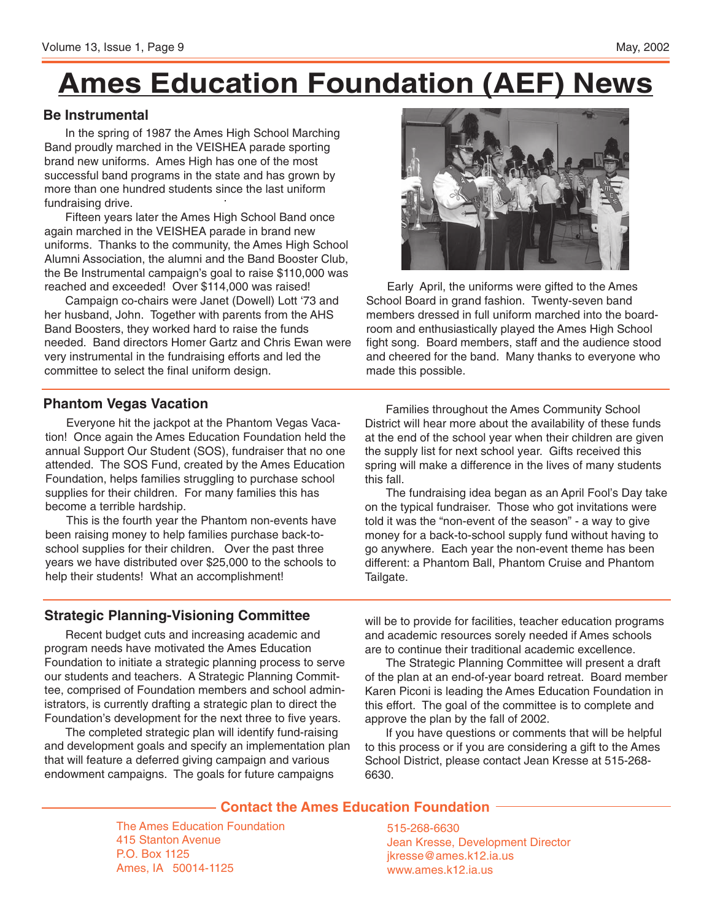# Ames Education Foundation (AEF) News

## Be Instrumental

In the spring of 1987 the Ames High School Marching Band proudly marched in the VEISHEA parade sporting brand new uniforms. Ames High has one of the most successful band programs in the state and has grown by more than one hundred students since the last uniform fundraising drive.

Fifteen years later the Ames High School Band once again marched in the VEISHEA parade in brand new uniforms. Thanks to the community, the Ames High School Alumni Association, the alumni and the Band Booster Club, the Be Instrumental campaign's goal to raise $110,000 was reached and exceeded! Over $114,000 was raised!

Campaign co-chairs were Janet (Dowell) Lott '73 and her husband, John. Together with parents from the AHS Band Boosters, they worked hard to raise the funds needed. Band directors Homer Gartz and Chris Ewan were very instrumental in the fundraising efforts and led the committee to select the final uniform design.

Early April, the uniforms were gifted to the Ames School Board in grand fashion. Twenty-seven band members dressed in full uniform marched into the board-room and enthusiastically played the Ames High School fight song. Board members, staff and the audience stood and cheered for the band. Many thanks to everyone who made this possible.

## Phantom Vegas Vacation

Everyone hit the jackpot at the Phantom Vegas Vacation! Once again the Ames Education Foundation held the annual Support Our Student (SOS), fundraiser that no one attended. The SOS Fund, created by the Ames Education Foundation, helps families struggling to purchase school supplies for their children. For many families this has become a terrible hardship.

This is the fourth year the Phantom non-events have been raising money to help families purchase back-to-school supplies for their children. Over the past three years we have distributed over $25,000 to the schools to help their students! What an accomplishment!

Families throughout the Ames Community School District will hear more about the availability of these funds at the end of the school year when their children are given the supply list for next school year. Gifts received this spring will make a difference in the lives of many students this fall.

The fundraising idea began as an April Fool's Day take on the typical fundraiser. Those who got invitations were told it was the "non-event of the season" - a way to give money for a back-to-school supply fund without having to go anywhere. Each year the non-event theme has been different: a Phantom Ball, Phantom Cruise and Phantom Tailgate.

## Strategic Planning-Visioning Committee

Recent budget cuts and increasing academic and program needs have motivated the Ames Education Foundation to initiate a strategic planning process to serve our students and teachers. A Strategic Planning Committee, comprised of Foundation members and school administrators, is currently drafting a strategic plan to direct the Foundation's development for the next three to five years.

The completed strategic plan will identify fund-raising and development goals and specify an implementation plan that will feature a deferred giving campaign and various endowment campaigns. The goals for future campaigns will be to provide for facilities, teacher education programs and academic resources sorely needed if Ames schools are to continue their traditional academic excellence.

The Strategic Planning Committee will present a draft of the plan at an end-of-year board retreat. Board member Karen Piconi is leading the Ames Education Foundation in this effort. The goal of the committee is to complete and approve the plan by the fall of 2002.

If you have questions or comments that will be helpful to this process or if you are considering a gift to the Ames School District, please contact Jean Kresse at 515-268-6630.

## Contact the Ames Education Foundation

The Ames Education Foundation
415 Stanton Avenue
P.O. Box 1125
Ames, IA 50014-1125

515-268-6630
Jean Kresse, Development Director
jkresse@ames.k12.ia.us
www.ames.k12.ia.us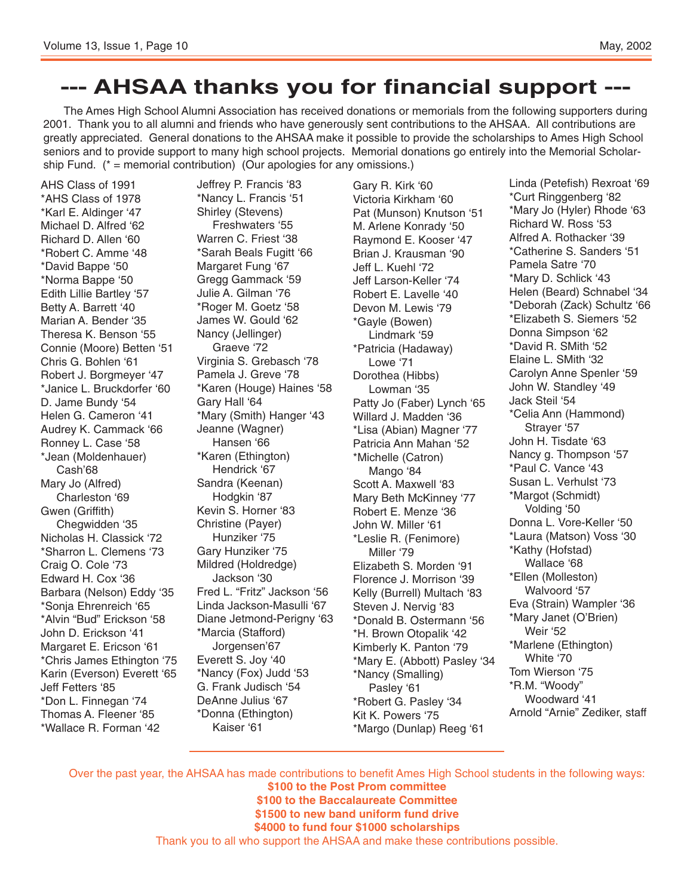# --- AHSAA thanks you for financial support ---

The Ames High School Alumni Association has received donations or memorials from the following supporters during 2001. Thank you to all alumni and friends who have generously sent contributions to the AHSAA. All contributions are greatly appreciated. General donations to the AHSAA make it possible to provide the scholarships to Ames High School seniors and to provide support to many high school projects. Memorial donations go entirely into the Memorial Scholarship Fund. (* = memorial contribution) (Our apologies for any omissions.)

AHS Class of 1991
*AHS Class of 1978
*Karl E. Aldinger '47
Michael D. Alfred '62
Richard D. Allen '60
*Robert C. Amme '48
*David Bappe '50
*Norma Bappe '50
Edith Lillie Bartley '57
Betty A. Barrett '40
Marian A. Bender '35
Theresa K. Benson '55
Connie (Moore) Betten '51
Chris G. Bohlen '61
Robert J. Borgmeyer '47
*Janice L. Bruckdorfer '60
D. Jame Bundy '54
Helen G. Cameron '41
Audrey K. Cammack '66
Ronney L. Case '58
*Jean (Moldenhauer) Cash'68
Mary Jo (Alfred) Charleston '69
Gwen (Griffith) Chegwidden '35
Nicholas H. Classick '72
*Sharron L. Clemens '73
Craig O. Cole '73
Edward H. Cox '36
Barbara (Nelson) Eddy '35
*Sonja Ehrenreich '65
*Alvin "Bud" Erickson '58
John D. Erickson '41
Margaret E. Ericson '61
*Chris James Ethington '75
Karin (Everson) Everett '65
Jeff Fetters '85
*Don L. Finnegan '74
Thomas A. Fleener '85
*Wallace R. Forman '42
Jeffrey P. Francis '83
*Nancy L. Francis '51
Shirley (Stevens) Freshwaters '55
Warren C. Friest '38
*Sarah Beals Fugitt '66
Margaret Fung '67
Gregg Gammack '59
Julie A. Gilman '76
*Roger M. Goetz '58
James W. Gould '62
Nancy (Jellinger) Graeve '72
Virginia S. Grebasch '78
Pamela J. Greve '78
*Karen (Houge) Haines '58
Gary Hall '64
*Mary (Smith) Hanger '43
Jeanne (Wagner) Hansen '66
*Karen (Ethington) Hendrick '67
Sandra (Keenan) Hodgkin '87
Kevin S. Horner '83
Christine (Payer) Hunziker '75
Gary Hunziker '75
Mildred (Holdredge) Jackson '30
Fred L. "Fritz" Jackson '56
Linda Jackson-Masulli '67
Diane Jetmond-Perigny '63
*Marcia (Stafford) Jorgensen'67
Everett S. Joy '40
*Nancy (Fox) Judd '53
G. Frank Judisch '54
DeAnne Julius '67
*Donna (Ethington) Kaiser '61
Gary R. Kirk '60
Victoria Kirkham '60
Pat (Munson) Knutson '51
M. Arlene Konrady '50
Raymond E. Kooser '47
Brian J. Krausman '90
Jeff L. Kuehl '72
Jeff Larson-Keller '74
Robert E. Lavelle '40
Devon M. Lewis '79
*Gayle (Bowen) Lindmark '59
*Patricia (Hadaway) Lowe '71
Dorothea (Hibbs) Lowman '35
Patty Jo (Faber) Lynch '65
Willard J. Madden '36
*Lisa (Abian) Magner '77
Patricia Ann Mahan '52
*Michelle (Catron) Mango '84
Scott A. Maxwell '83
Mary Beth McKinney '77
Robert E. Menze '36
John W. Miller '61
*Leslie R. (Fenimore) Miller '79
Elizabeth S. Morden '91
Florence J. Morrison '39
Kelly (Burrell) Multach '83
Steven J. Nervig '83
*Donald B. Ostermann '56
*H. Brown Otopalik '42
Kimberly K. Panton '79
*Mary E. (Abbott) Pasley '34
*Nancy (Smalling) Pasley '61
*Robert G. Pasley '34
Kit K. Powers '75
*Margo (Dunlap) Reeg '61
Linda (Petefish) Rexroat '69
*Curt Ringgenberg '82
*Mary Jo (Hyler) Rhode '63
Richard W. Ross '53
Alfred A. Rothacker '39
*Catherine S. Sanders '51
Pamela Satre '70
*Mary D. Schlick '43
Helen (Beard) Schnabel '34
*Deborah (Zack) Schultz '66
*Elizabeth S. Siemers '52
Donna Simpson '62
*David R. SMith '52
Elaine L. SMith '32
Carolyn Anne Spenler '59
John W. Standley '49
Jack Steil '54
*Celia Ann (Hammond) Strayer '57
John H. Tisdate '63
Nancy g. Thompson '57
*Paul C. Vance '43
Susan L. Verhulst '73
*Margot (Schmidt) Volding '50
Donna L. Vore-Keller '50
*Laura (Matson) Voss '30
*Kathy (Hofstad) Wallace '68
*Ellen (Molleston) Walvoord '57
Eva (Strain) Wampler '36
*Mary Janet (O'Brien) Weir '52
*Marlene (Ethington) White '70
Tom Wierson '75
*R.M. "Woody" Woodward '41
Arnold "Arnie" Zediker, staff

---

Over the past year, the AHSAA has made contributions to benefit Ames High School students in the following ways:

**$100 to the Post Prom committee**
**$100 to the Baccalaureate Committee**
**$1500 to new band uniform fund drive**
**$4000 to fund four $1000 scholarships**

Thank you to all who support the AHSAA and make these contributions possible.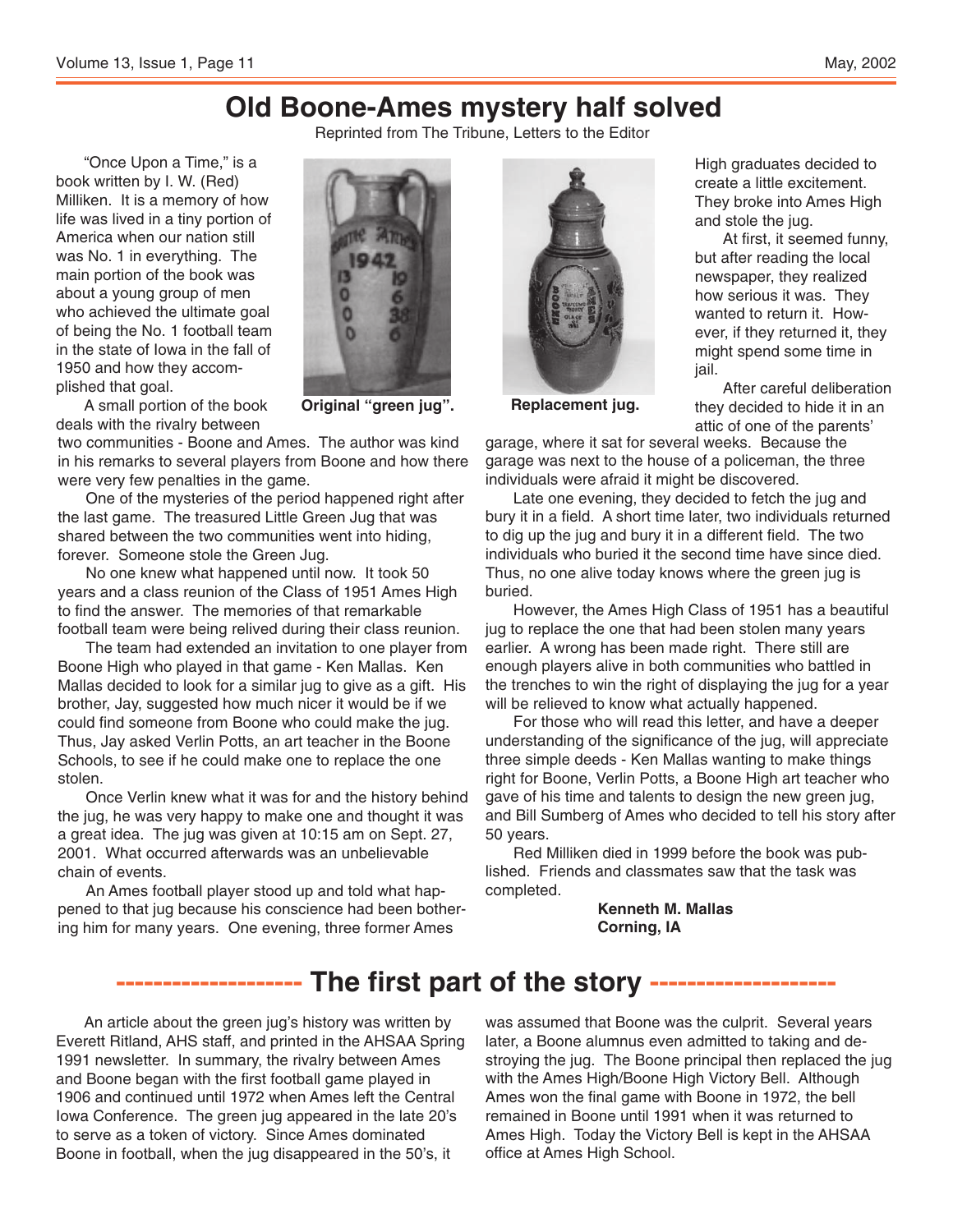# Old Boone-Ames mystery half solved

Reprinted from The Tribune, Letters to the Editor

"Once Upon a Time," is a book written by I. W. (Red) Milliken. It is a memory of how life was lived in a tiny portion of America when our nation still was No. 1 in everything. The main portion of the book was about a young group of men who achieved the ultimate goal of being the No. 1 football team in the state of Iowa in the fall of 1950 and how they accomplished that goal.

A small portion of the book deals with the rivalry between two communities - Boone and Ames. The author was kind in his remarks to several players from Boone and how there were very few penalties in the game.

Original "green jug".

Replacement jug.

One of the mysteries of the period happened right after the last game. The treasured Little Green Jug that was shared between the two communities went into hiding, forever. Someone stole the Green Jug.

No one knew what happened until now. It took 50 years and a class reunion of the Class of 1951 Ames High to find the answer. The memories of that remarkable football team were being relived during their class reunion.

The team had extended an invitation to one player from Boone High who played in that game - Ken Mallas. Ken Mallas decided to look for a similar jug to give as a gift. His brother, Jay, suggested how much nicer it would be if we could find someone from Boone who could make the jug. Thus, Jay asked Verlin Potts, an art teacher in the Boone Schools, to see if he could make one to replace the one stolen.

Once Verlin knew what it was for and the history behind the jug, he was very happy to make one and thought it was a great idea. The jug was given at 10:15 am on Sept. 27, 2001. What occurred afterwards was an unbelievable chain of events.

An Ames football player stood up and told what happened to that jug because his conscience had been bothering him for many years. One evening, three former Ames High graduates decided to create a little excitement. They broke into Ames High and stole the jug.

At first, it seemed funny, but after reading the local newspaper, they realized how serious it was. They wanted to return it. However, if they returned it, they might spend some time in jail.

After careful deliberation they decided to hide it in an attic of one of the parents' garage, where it sat for several weeks. Because the garage was next to the house of a policeman, the three individuals were afraid it might be discovered.

Late one evening, they decided to fetch the jug and bury it in a field. A short time later, two individuals returned to dig up the jug and bury it in a different field. The two individuals who buried it the second time have since died. Thus, no one alive today knows where the green jug is buried.

However, the Ames High Class of 1951 has a beautiful jug to replace the one that had been stolen many years earlier. A wrong has been made right. There still are enough players alive in both communities who battled in the trenches to win the right of displaying the jug for a year will be relieved to know what actually happened.

For those who will read this letter, and have a deeper understanding of the significance of the jug, will appreciate three simple deeds - Ken Mallas wanting to make things right for Boone, Verlin Potts, a Boone High art teacher who gave of his time and talents to design the new green jug, and Bill Sumberg of Ames who decided to tell his story after 50 years.

Red Milliken died in 1999 before the book was published. Friends and classmates saw that the task was completed.

**Kenneth M. Mallas**
**Corning, IA**

## -------------------- The first part of the story --------------------

An article about the green jug's history was written by Everett Ritland, AHS staff, and printed in the AHSAA Spring 1991 newsletter. In summary, the rivalry between Ames and Boone began with the first football game played in 1906 and continued until 1972 when Ames left the Central Iowa Conference. The green jug appeared in the late 20's to serve as a token of victory. Since Ames dominated Boone in football, when the jug disappeared in the 50's, it was assumed that Boone was the culprit. Several years later, a Boone alumnus even admitted to taking and destroying the jug. The Boone principal then replaced the jug with the Ames High/Boone High Victory Bell. Although Ames won the final game with Boone in 1972, the bell remained in Boone until 1991 when it was returned to Ames High. Today the Victory Bell is kept in the AHSAA office at Ames High School.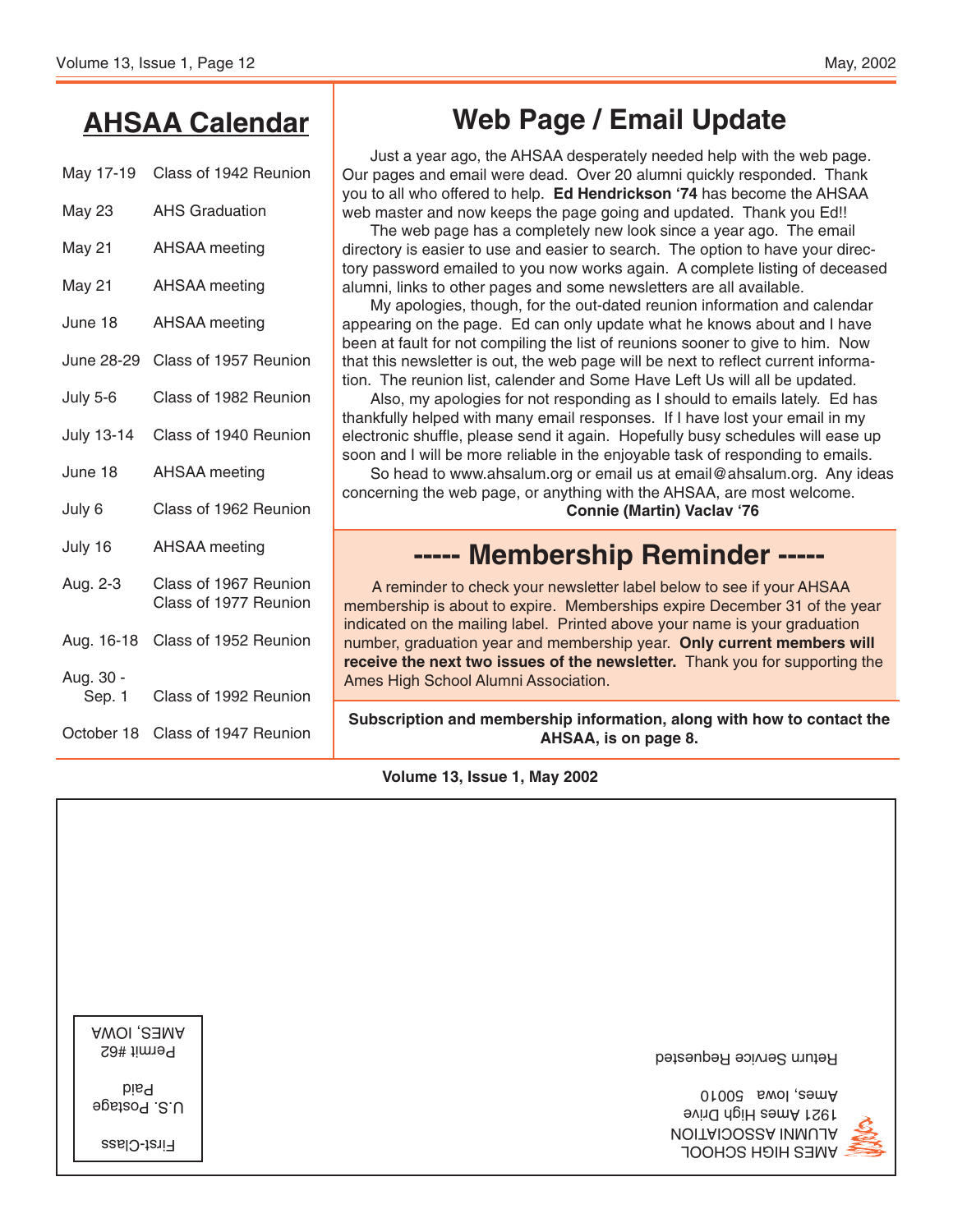## AHSAA Calendar

| | |
|---|---|
| May 17-19 | Class of 1942 Reunion |
| May 23 | AHS Graduation |
| May 21 | AHSAA meeting |
| May 21 | AHSAA meeting |
| June 18 | AHSAA meeting |
| June 28-29 | Class of 1957 Reunion |
| July 5-6 | Class of 1982 Reunion |
| July 13-14 | Class of 1940 Reunion |
| June 18 | AHSAA meeting |
| July 6 | Class of 1962 Reunion |
| July 16 | AHSAA meeting |
| Aug. 2-3 | Class of 1967 Reunion<br>Class of 1977 Reunion |
| Aug. 16-18 | Class of 1952 Reunion |
| Aug. 30 - Sep. 1 | Class of 1992 Reunion |
| October 18 | Class of 1947 Reunion |

# Web Page / Email Update

Just a year ago, the AHSAA desperately needed help with the web page. Our pages and email were dead. Over 20 alumni quickly responded. Thank you to all who offered to help. **Ed Hendrickson '74** has become the AHSAA web master and now keeps the page going and updated. Thank you Ed!!

The web page has a completely new look since a year ago. The email directory is easier to use and easier to search. The option to have your directory password emailed to you now works again. A complete listing of deceased alumni, links to other pages and some newsletters are all available.

My apologies, though, for the out-dated reunion information and calendar appearing on the page. Ed can only update what he knows about and I have been at fault for not compiling the list of reunions sooner to give to him. Now that this newsletter is out, the web page will be next to reflect current information. The reunion list, calender and Some Have Left Us will all be updated.

Also, my apologies for not responding as I should to emails lately. Ed has thankfully helped with many email responses. If I have lost your email in my electronic shuffle, please send it again. Hopefully busy schedules will ease up soon and I will be more reliable in the enjoyable task of responding to emails.

So head to www.ahsalum.org or email us at email@ahsalum.org. Any ideas concerning the web page, or anything with the AHSAA, are most welcome.

**Connie (Martin) Vaclav '76**

# ----- Membership Reminder -----

A reminder to check your newsletter label below to see if your AHSAA membership is about to expire. Memberships expire December 31 of the year indicated on the mailing label. Printed above your name is your graduation number, graduation year and membership year. **Only current members will receive the next two issues of the newsletter.** Thank you for supporting the Ames High School Alumni Association.

**Subscription and membership information, along with how to contact the AHSAA, is on page 8.**

**Volume 13, Issue 1, May 2002**

AMES HIGH SCHOOL
ALUMNI ASSOCIATION
1921 Ames High Drive
Ames, Iowa 50010

Return Service Requested

First-Class
U.S. Postage
Paid
Permit #62
AMES, IOWA